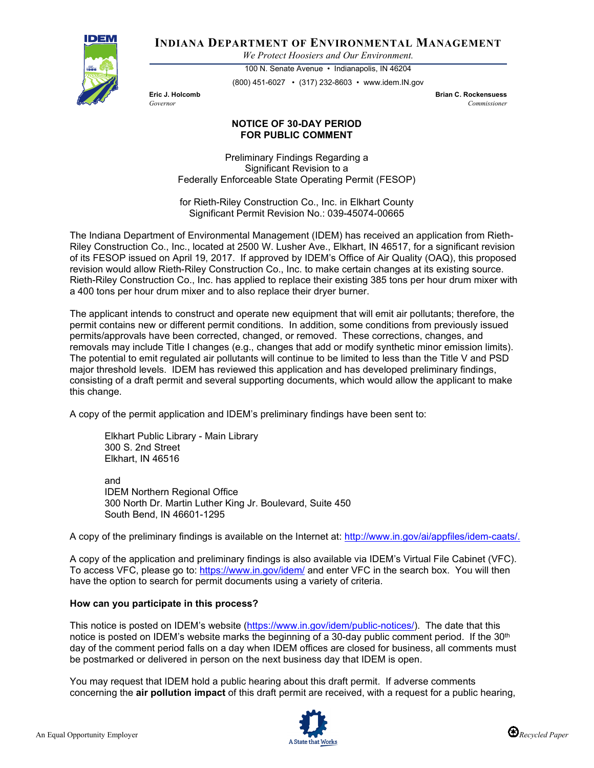# INDIANA DEPARTMENT OF ENVIRONMENTAL MANAGEMENT

*We Protect Hoosiers and Our Environment.*

100 N. Senate Avenue • Indianapolis, IN 46204

(800) 451-6027 • (317) 232-8603 • www.idem.IN.gov

**Eric J. Holcomb**
*Governor*

**Brian C. Rockensuess**
*Commissioner*

## NOTICE OF 30-DAY PERIOD FOR PUBLIC COMMENT

Preliminary Findings Regarding a
Significant Revision to a
Federally Enforceable State Operating Permit (FESOP)

for Rieth-Riley Construction Co., Inc. in Elkhart County
Significant Permit Revision No.: 039-45074-00665

The Indiana Department of Environmental Management (IDEM) has received an application from Rieth-Riley Construction Co., Inc., located at 2500 W. Lusher Ave., Elkhart, IN 46517, for a significant revision of its FESOP issued on April 19, 2017. If approved by IDEM's Office of Air Quality (OAQ), this proposed revision would allow Rieth-Riley Construction Co., Inc. to make certain changes at its existing source. Rieth-Riley Construction Co., Inc. has applied to replace their existing 385 tons per hour drum mixer with a 400 tons per hour drum mixer and to also replace their dryer burner.

The applicant intends to construct and operate new equipment that will emit air pollutants; therefore, the permit contains new or different permit conditions. In addition, some conditions from previously issued permits/approvals have been corrected, changed, or removed. These corrections, changes, and removals may include Title I changes (e.g., changes that add or modify synthetic minor emission limits). The potential to emit regulated air pollutants will continue to be limited to less than the Title V and PSD major threshold levels. IDEM has reviewed this application and has developed preliminary findings, consisting of a draft permit and several supporting documents, which would allow the applicant to make this change.

A copy of the permit application and IDEM's preliminary findings have been sent to:

Elkhart Public Library - Main Library
300 S. 2nd Street
Elkhart, IN 46516

and
IDEM Northern Regional Office
300 North Dr. Martin Luther King Jr. Boulevard, Suite 450
South Bend, IN 46601-1295

A copy of the preliminary findings is available on the Internet at: http://www.in.gov/ai/appfiles/idem-caats/.

A copy of the application and preliminary findings is also available via IDEM's Virtual File Cabinet (VFC). To access VFC, please go to: https://www.in.gov/idem/ and enter VFC in the search box. You will then have the option to search for permit documents using a variety of criteria.

**How can you participate in this process?**

This notice is posted on IDEM's website (https://www.in.gov/idem/public-notices/). The date that this notice is posted on IDEM's website marks the beginning of a 30-day public comment period. If the 30th day of the comment period falls on a day when IDEM offices are closed for business, all comments must be postmarked or delivered in person on the next business day that IDEM is open.

You may request that IDEM hold a public hearing about this draft permit. If adverse comments concerning the **air pollution impact** of this draft permit are received, with a request for a public hearing,

An Equal Opportunity Employer

Recycled Paper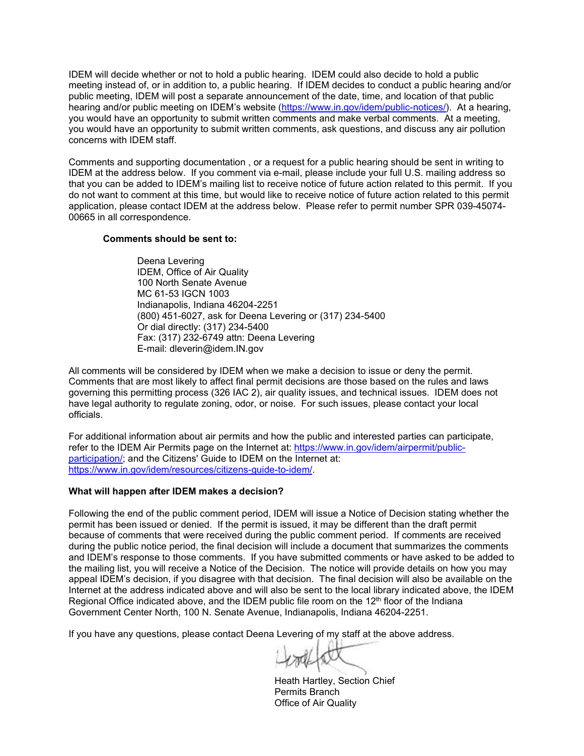IDEM will decide whether or not to hold a public hearing. IDEM could also decide to hold a public meeting instead of, or in addition to, a public hearing. If IDEM decides to conduct a public hearing and/or public meeting, IDEM will post a separate announcement of the date, time, and location of that public hearing and/or public meeting on IDEM's website (https://www.in.gov/idem/public-notices/). At a hearing, you would have an opportunity to submit written comments and make verbal comments. At a meeting, you would have an opportunity to submit written comments, ask questions, and discuss any air pollution concerns with IDEM staff.

Comments and supporting documentation , or a request for a public hearing should be sent in writing to IDEM at the address below. If you comment via e-mail, please include your full U.S. mailing address so that you can be added to IDEM's mailing list to receive notice of future action related to this permit. If you do not want to comment at this time, but would like to receive notice of future action related to this permit application, please contact IDEM at the address below. Please refer to permit number SPR 039-45074-00665 in all correspondence.

**Comments should be sent to:**

Deena Levering
IDEM, Office of Air Quality
100 North Senate Avenue
MC 61-53 IGCN 1003
Indianapolis, Indiana 46204-2251
(800) 451-6027, ask for Deena Levering or (317) 234-5400
Or dial directly: (317) 234-5400
Fax: (317) 232-6749 attn: Deena Levering
E-mail: dleverin@idem.IN.gov

All comments will be considered by IDEM when we make a decision to issue or deny the permit. Comments that are most likely to affect final permit decisions are those based on the rules and laws governing this permitting process (326 IAC 2), air quality issues, and technical issues. IDEM does not have legal authority to regulate zoning, odor, or noise. For such issues, please contact your local officials.

For additional information about air permits and how the public and interested parties can participate, refer to the IDEM Air Permits page on the Internet at: https://www.in.gov/idem/airpermit/public-participation/; and the Citizens' Guide to IDEM on the Internet at: https://www.in.gov/idem/resources/citizens-guide-to-idem/.

**What will happen after IDEM makes a decision?**

Following the end of the public comment period, IDEM will issue a Notice of Decision stating whether the permit has been issued or denied. If the permit is issued, it may be different than the draft permit because of comments that were received during the public comment period. If comments are received during the public notice period, the final decision will include a document that summarizes the comments and IDEM's response to those comments. If you have submitted comments or have asked to be added to the mailing list, you will receive a Notice of the Decision. The notice will provide details on how you may appeal IDEM's decision, if you disagree with that decision. The final decision will also be available on the Internet at the address indicated above and will also be sent to the local library indicated above, the IDEM Regional Office indicated above, and the IDEM public file room on the 12th floor of the Indiana Government Center North, 100 N. Senate Avenue, Indianapolis, Indiana 46204-2251.

If you have any questions, please contact Deena Levering of my staff at the above address.

Heath Hartley, Section Chief
Permits Branch
Office of Air Quality